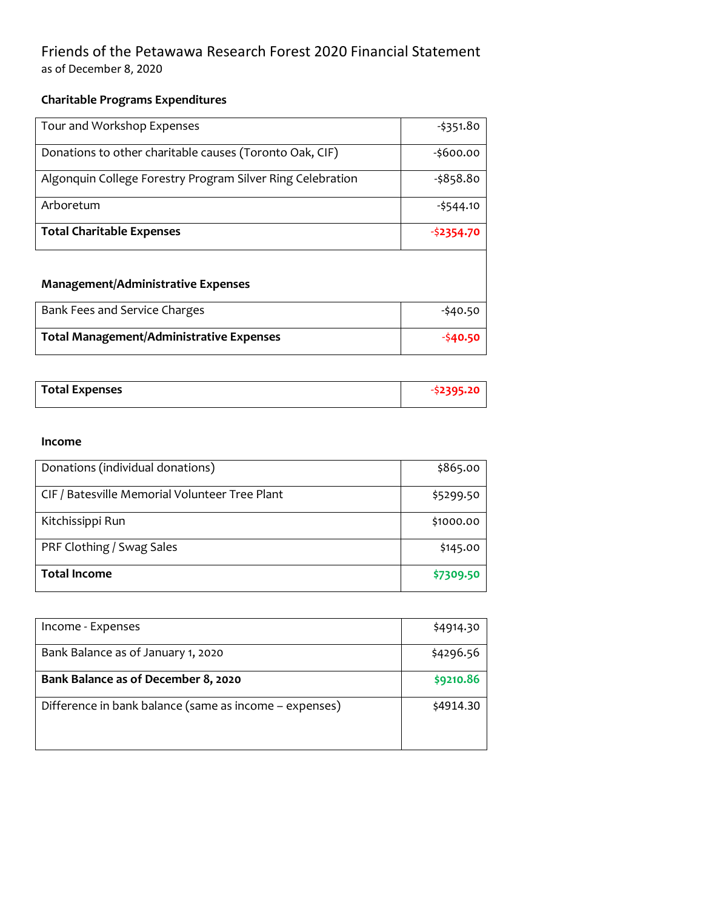# Friends of the Petawawa Research Forest 2020 Financial Statement

as of December 8, 2020

### Charitable Programs Expenditures

| | |
|---|---|
| Tour and Workshop Expenses | -$351.80 |
| Donations to other charitable causes (Toronto Oak, CIF) | -$600.00 |
| Algonquin College Forestry Program Silver Ring Celebration | -$858.80 |
| Arboretum | -$544.10 |
| **Total Charitable Expenses** | **-$2354.70** |

### Management/Administrative Expenses

| | |
|---|---|
| Bank Fees and Service Charges | -$40.50 |
| **Total Management/Administrative Expenses** | **-$40.50** |

| | |
|---|---|
| **Total Expenses** | **-$2395.20** |

### Income

| | |
|---|---|
| Donations (individual donations) | $865.00 |
| CIF / Batesville Memorial Volunteer Tree Plant | $5299.50 |
| Kitchissippi Run | $1000.00 |
| PRF Clothing / Swag Sales | $145.00 |
| **Total Income** | **$7309.50** |

| | |
|---|---|
| Income - Expenses | $4914.30 |
| Bank Balance as of January 1, 2020 | $4296.56 |
| **Bank Balance as of December 8, 2020** | **$9210.86** |
| Difference in bank balance (same as income – expenses) | $4914.30 |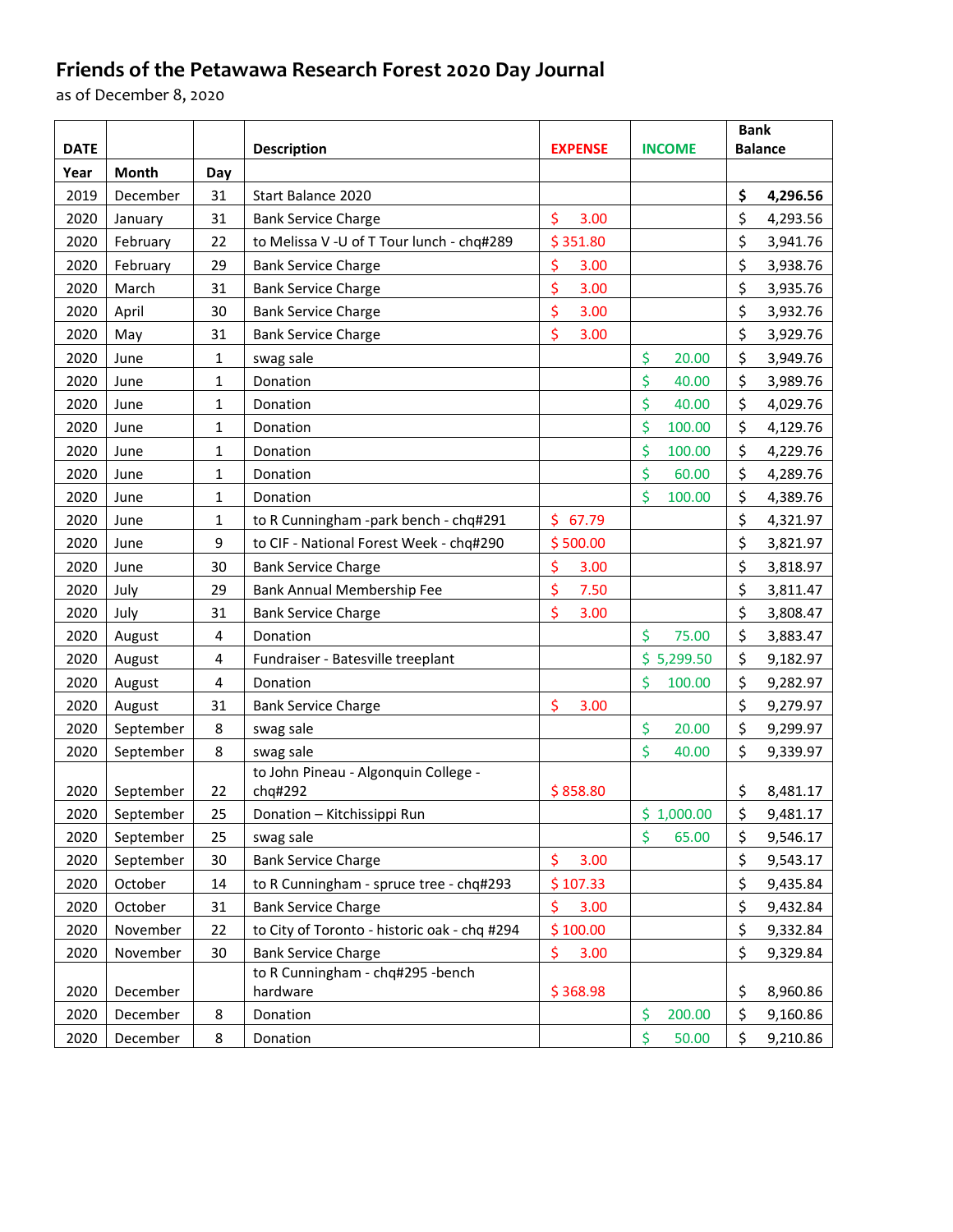# Friends of the Petawawa Research Forest 2020 Day Journal

as of December 8, 2020

| DATE | | | Description | EXPENSE | INCOME | Bank Balance |
|---|---|---|---|---|---|---|
| Year | Month | Day | | | | |
| 2019 | December | 31 | Start Balance 2020 | | | **$ 4,296.56** |
| 2020 | January | 31 | Bank Service Charge | $ 3.00 | | $ 4,293.56 |
| 2020 | February | 22 | to Melissa V -U of T Tour lunch - chq#289 | $ 351.80 | | $ 3,941.76 |
| 2020 | February | 29 | Bank Service Charge | $ 3.00 | | $ 3,938.76 |
| 2020 | March | 31 | Bank Service Charge | $ 3.00 | | $ 3,935.76 |
| 2020 | April | 30 | Bank Service Charge | $ 3.00 | | $ 3,932.76 |
| 2020 | May | 31 | Bank Service Charge | $ 3.00 | | $ 3,929.76 |
| 2020 | June | 1 | swag sale | | $ 20.00 | $ 3,949.76 |
| 2020 | June | 1 | Donation | | $ 40.00 | $ 3,989.76 |
| 2020 | June | 1 | Donation | | $ 40.00 | $ 4,029.76 |
| 2020 | June | 1 | Donation | | $ 100.00 | $ 4,129.76 |
| 2020 | June | 1 | Donation | | $ 100.00 | $ 4,229.76 |
| 2020 | June | 1 | Donation | | $ 60.00 | $ 4,289.76 |
| 2020 | June | 1 | Donation | | $ 100.00 | $ 4,389.76 |
| 2020 | June | 1 | to R Cunningham -park bench - chq#291 | $ 67.79 | | $ 4,321.97 |
| 2020 | June | 9 | to CIF - National Forest Week - chq#290 | $ 500.00 | | $ 3,821.97 |
| 2020 | June | 30 | Bank Service Charge | $ 3.00 | | $ 3,818.97 |
| 2020 | July | 29 | Bank Annual Membership Fee | $ 7.50 | | $ 3,811.47 |
| 2020 | July | 31 | Bank Service Charge | $ 3.00 | | $ 3,808.47 |
| 2020 | August | 4 | Donation | | $ 75.00 | $ 3,883.47 |
| 2020 | August | 4 | Fundraiser - Batesville treeplant | | $ 5,299.50 | $ 9,182.97 |
| 2020 | August | 4 | Donation | | $ 100.00 | $ 9,282.97 |
| 2020 | August | 31 | Bank Service Charge | $ 3.00 | | $ 9,279.97 |
| 2020 | September | 8 | swag sale | | $ 20.00 | $ 9,299.97 |
| 2020 | September | 8 | swag sale | | $ 40.00 | $ 9,339.97 |
| 2020 | September | 22 | to John Pineau - Algonquin College - chq#292 | $ 858.80 | | $ 8,481.17 |
| 2020 | September | 25 | Donation – Kitchissippi Run | | $ 1,000.00 | $ 9,481.17 |
| 2020 | September | 25 | swag sale | | $ 65.00 | $ 9,546.17 |
| 2020 | September | 30 | Bank Service Charge | $ 3.00 | | $ 9,543.17 |
| 2020 | October | 14 | to R Cunningham - spruce tree - chq#293 | $ 107.33 | | $ 9,435.84 |
| 2020 | October | 31 | Bank Service Charge | $ 3.00 | | $ 9,432.84 |
| 2020 | November | 22 | to City of Toronto - historic oak - chq #294 | $ 100.00 | | $ 9,332.84 |
| 2020 | November | 30 | Bank Service Charge | $ 3.00 | | $ 9,329.84 |
| 2020 | December | | to R Cunningham - chq#295 -bench hardware | $ 368.98 | | $ 8,960.86 |
| 2020 | December | 8 | Donation | | $ 200.00 | $ 9,160.86 |
| 2020 | December | 8 | Donation | | $ 50.00 | $ 9,210.86 |